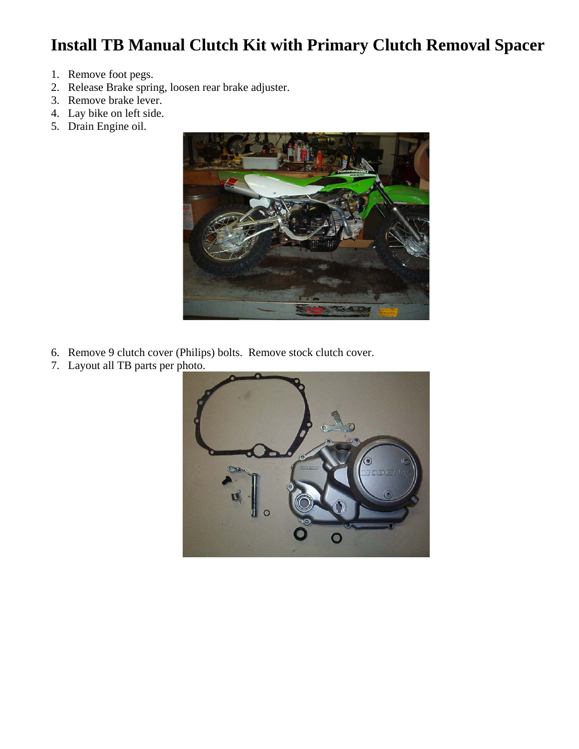# Install TB Manual Clutch Kit with Primary Clutch Removal Spacer

1. Remove foot pegs.
2. Release Brake spring, loosen rear brake adjuster.
3. Remove brake lever.
4. Lay bike on left side.
5. Drain Engine oil.

6. Remove 9 clutch cover (Philips) bolts. Remove stock clutch cover.
7. Layout all TB parts per photo.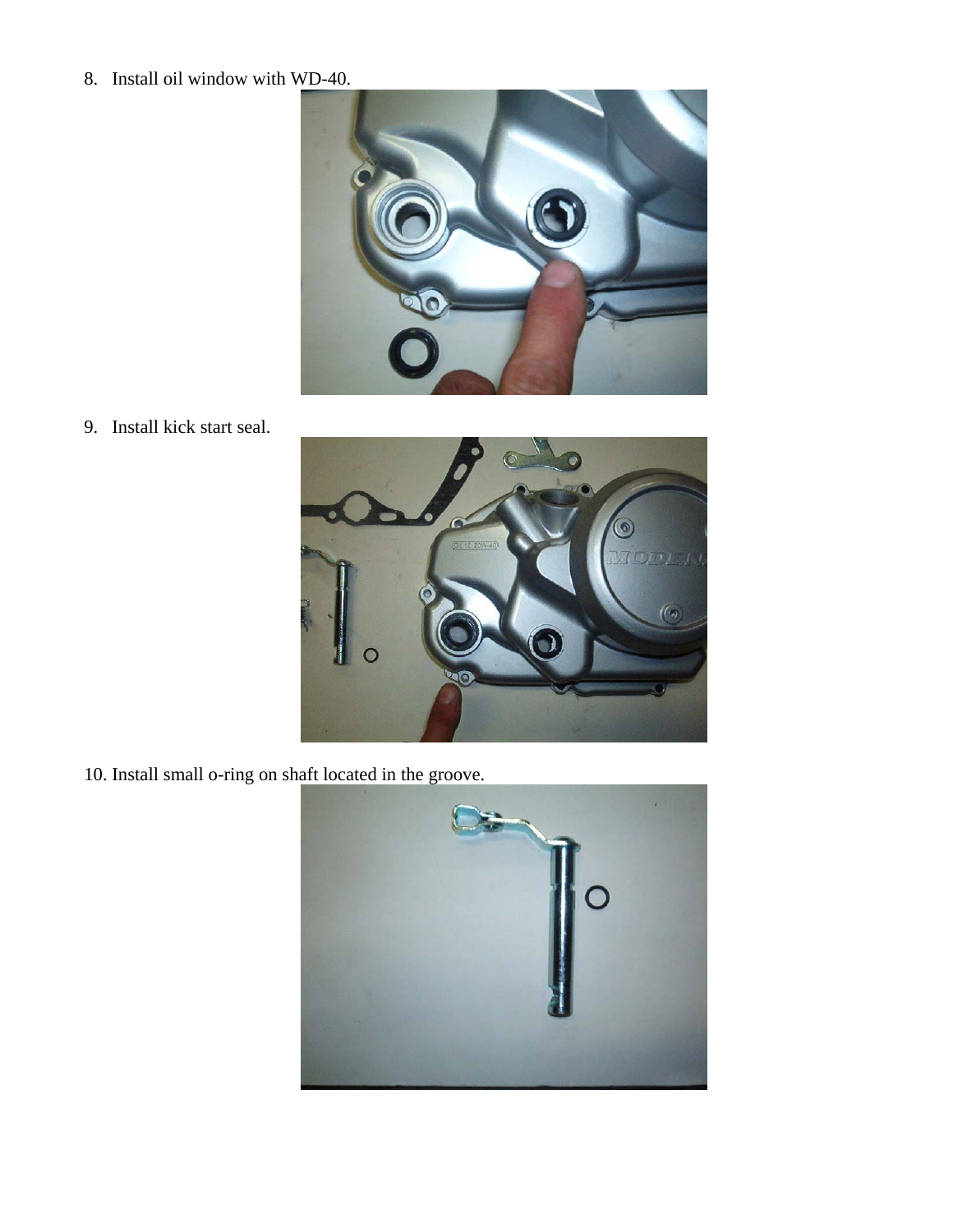8. Install oil window with WD-40.

9. Install kick start seal.

10. Install small o-ring on shaft located in the groove.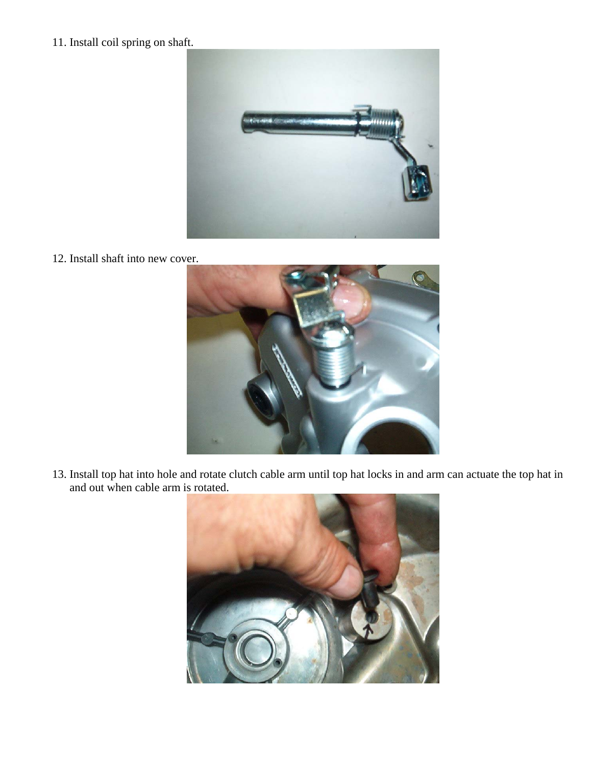11. Install coil spring on shaft.

12. Install shaft into new cover.

13. Install top hat into hole and rotate clutch cable arm until top hat locks in and arm can actuate the top hat in and out when cable arm is rotated.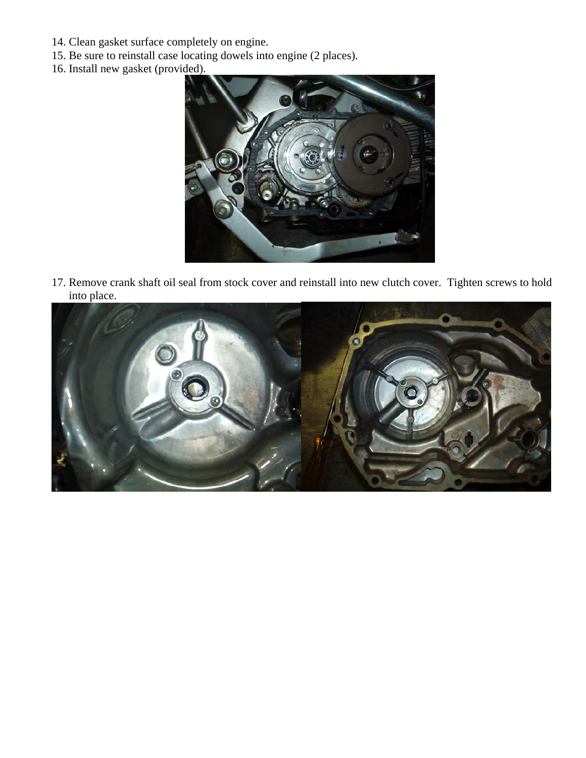14. Clean gasket surface completely on engine.
15. Be sure to reinstall case locating dowels into engine (2 places).
16. Install new gasket (provided).

17. Remove crank shaft oil seal from stock cover and reinstall into new clutch cover. Tighten screws to hold into place.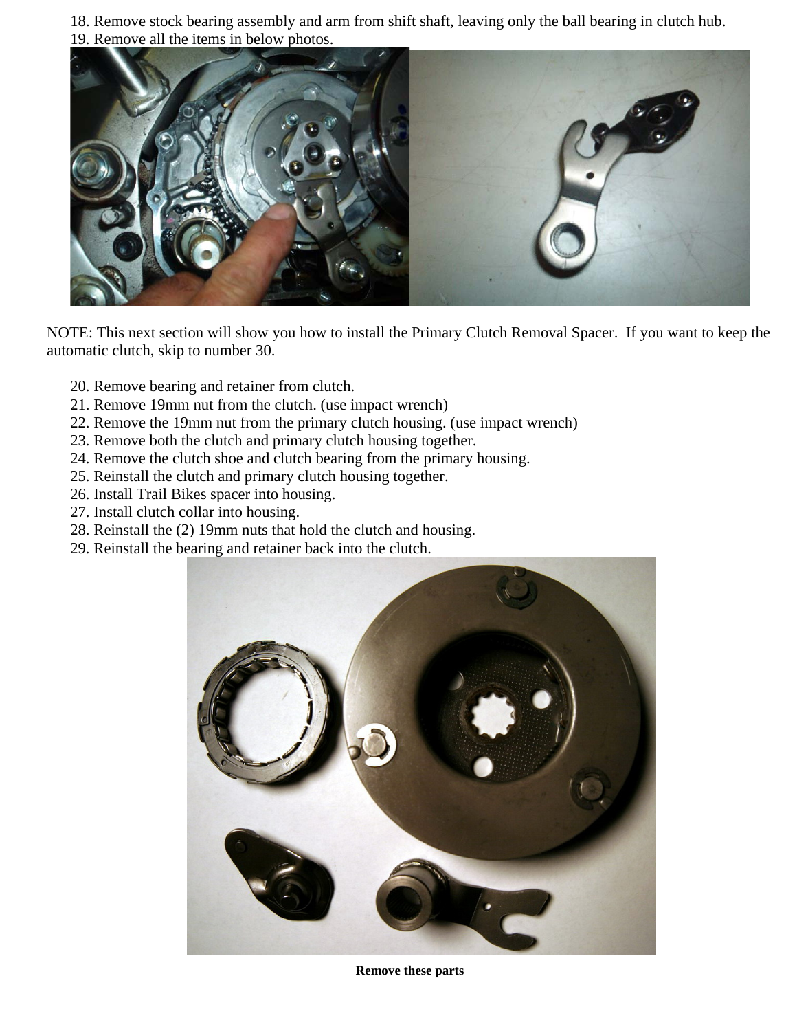18. Remove stock bearing assembly and arm from shift shaft, leaving only the ball bearing in clutch hub.
19. Remove all the items in below photos.

NOTE: This next section will show you how to install the Primary Clutch Removal Spacer. If you want to keep the automatic clutch, skip to number 30.

20. Remove bearing and retainer from clutch.
21. Remove 19mm nut from the clutch. (use impact wrench)
22. Remove the 19mm nut from the primary clutch housing. (use impact wrench)
23. Remove both the clutch and primary clutch housing together.
24. Remove the clutch shoe and clutch bearing from the primary housing.
25. Reinstall the clutch and primary clutch housing together.
26. Install Trail Bikes spacer into housing.
27. Install clutch collar into housing.
28. Reinstall the (2) 19mm nuts that hold the clutch and housing.
29. Reinstall the bearing and retainer back into the clutch.

**Remove these parts**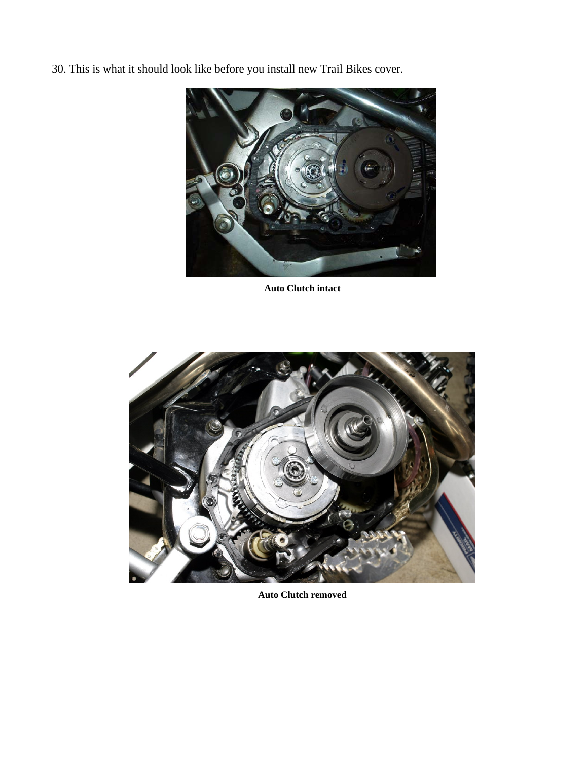30. This is what it should look like before you install new Trail Bikes cover.

**Auto Clutch intact**

**Auto Clutch removed**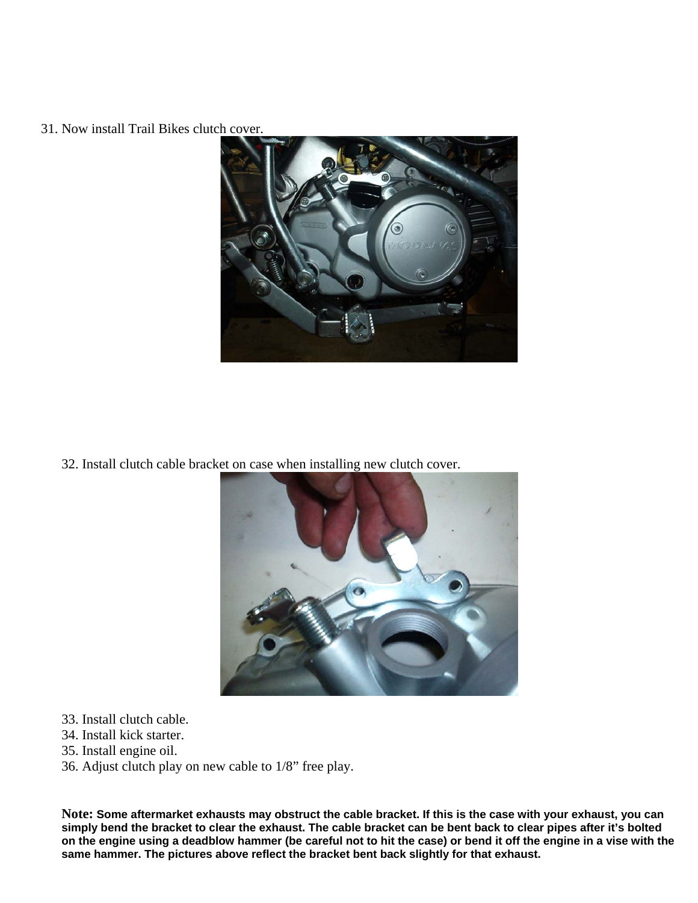31. Now install Trail Bikes clutch cover.

32. Install clutch cable bracket on case when installing new clutch cover.

33. Install clutch cable.
34. Install kick starter.
35. Install engine oil.
36. Adjust clutch play on new cable to 1/8" free play.

**Note: Some aftermarket exhausts may obstruct the cable bracket. If this is the case with your exhaust, you can simply bend the bracket to clear the exhaust. The cable bracket can be bent back to clear pipes after it's bolted on the engine using a deadblow hammer (be careful not to hit the case) or bend it off the engine in a vise with the same hammer. The pictures above reflect the bracket bent back slightly for that exhaust.**